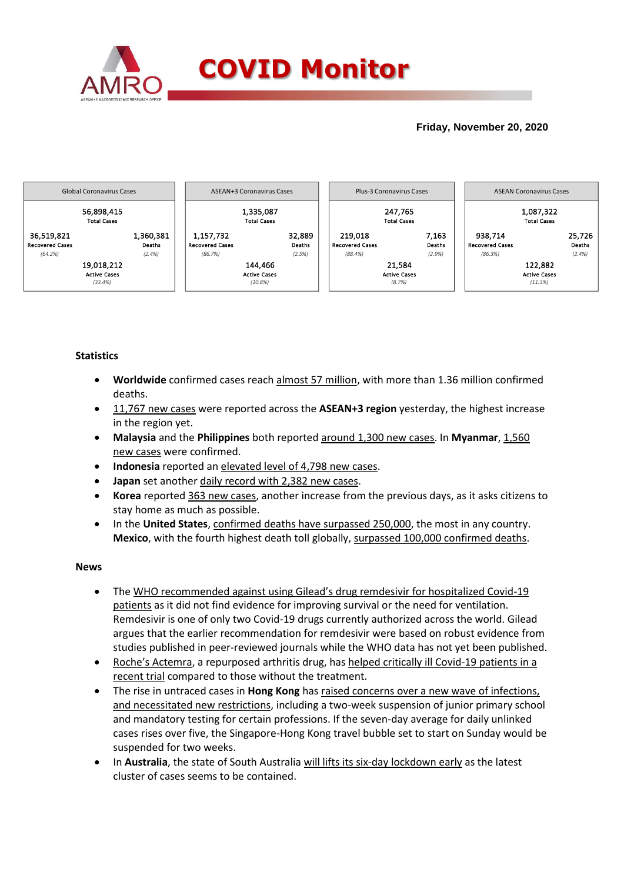# COVID Monitor

**Friday, November 20, 2020**

| Global Coronavirus Cases | | |
|---|---|---|
| | 56,898,415 Total Cases | |
| 36,519,821 Recovered Cases (64.2%) | | 1,360,381 Deaths (2.4%) |
| | 19,018,212 Active Cases (33.4%) | |

| ASEAN+3 Coronavirus Cases | | |
|---|---|---|
| | 1,335,087 Total Cases | |
| 1,157,732 Recovered Cases (86.7%) | | 32,889 Deaths (2.5%) |
| | 144,466 Active Cases (10.8%) | |

| Plus-3 Coronavirus Cases | | |
|---|---|---|
| | 247,765 Total Cases | |
| 219,018 Recovered Cases (88.4%) | | 7,163 Deaths (2.9%) |
| | 21,584 Active Cases (8.7%) | |

| ASEAN Coronavirus Cases | | |
|---|---|---|
| | 1,087,322 Total Cases | |
| 938,714 Recovered Cases (86.3%) | | 25,726 Deaths (2.4%) |
| | 122,882 Active Cases (11.3%) | |

## Statistics

- **Worldwide** confirmed cases reach almost 57 million, with more than 1.36 million confirmed deaths.
- 11,767 new cases were reported across the **ASEAN+3 region** yesterday, the highest increase in the region yet.
- **Malaysia** and the **Philippines** both reported around 1,300 new cases. In **Myanmar**, 1,560 new cases were confirmed.
- **Indonesia** reported an elevated level of 4,798 new cases.
- **Japan** set another daily record with 2,382 new cases.
- **Korea** reported 363 new cases, another increase from the previous days, as it asks citizens to stay home as much as possible.
- In the **United States**, confirmed deaths have surpassed 250,000, the most in any country. **Mexico**, with the fourth highest death toll globally, surpassed 100,000 confirmed deaths.

## News

- The WHO recommended against using Gilead's drug remdesivir for hospitalized Covid-19 patients as it did not find evidence for improving survival or the need for ventilation. Remdesivir is one of only two Covid-19 drugs currently authorized across the world. Gilead argues that the earlier recommendation for remdesivir were based on robust evidence from studies published in peer-reviewed journals while the WHO data has not yet been published.
- Roche's Actemra, a repurposed arthritis drug, has helped critically ill Covid-19 patients in a recent trial compared to those without the treatment.
- The rise in untraced cases in **Hong Kong** has raised concerns over a new wave of infections, and necessitated new restrictions, including a two-week suspension of junior primary school and mandatory testing for certain professions. If the seven-day average for daily unlinked cases rises over five, the Singapore-Hong Kong travel bubble set to start on Sunday would be suspended for two weeks.
- In **Australia**, the state of South Australia will lifts its six-day lockdown early as the latest cluster of cases seems to be contained.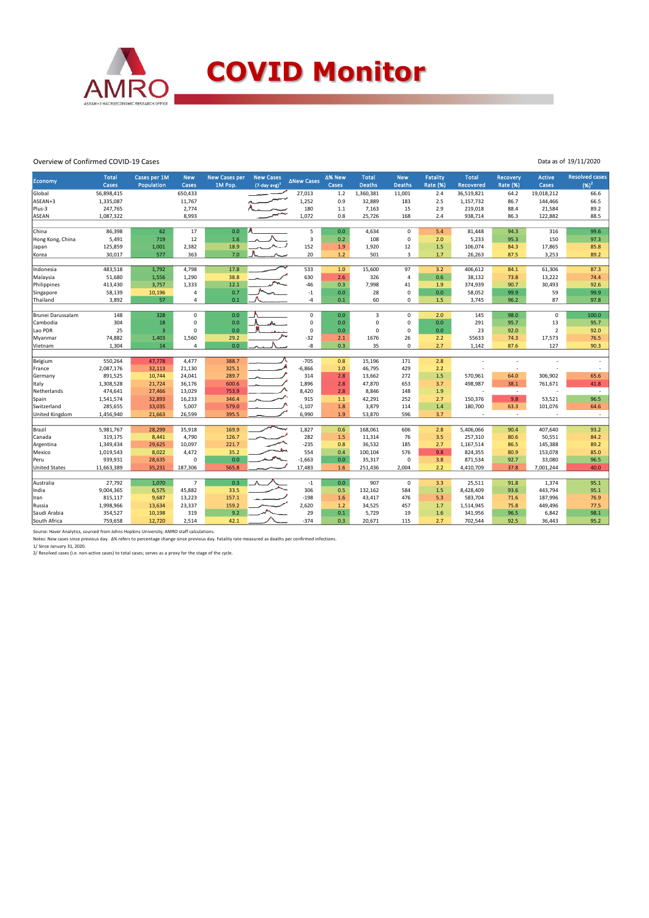# COVID Monitor

Overview of Confirmed COVID-19 Cases

Data as of 19/11/2020

| Economy | Total Cases | Cases per 1M Population | New Cases | New Cases per 1M Pop. | New Cases (7-day avg)[1] | ΔNew Cases | Δ% New Cases | Total Deaths | New Deaths | Fatality Rate (%) | Total Recovered | Recovery Rate (%) | Active Cases | Resolved cases (%)[2] |
|---|---|---|---|---|---|---|---|---|---|---|---|---|---|---|
| Global | 56,898,415 | | 650,433 | | | 27,013 | 1.2 | 1,360,381 | 11,001 | 2.4 | 36,519,821 | 64.2 | 19,018,212 | 66.6 |
| ASEAN+3 | 1,335,087 | | 11,767 | | | 1,252 | 0.9 | 32,889 | 183 | 2.5 | 1,157,732 | 86.7 | 144,466 | 66.5 |
| Plus-3 | 247,765 | | 2,774 | | | 180 | 1.1 | 7,163 | 15 | 2.9 | 219,018 | 88.4 | 21,584 | 89.2 |
| ASEAN | 1,087,322 | | 8,993 | | | 1,072 | 0.8 | 25,726 | 168 | 2.4 | 938,714 | 86.3 | 122,882 | 88.5 |
| | | | | | | | | | | | | | | |
| China | 86,398 | 62 | 17 | 0.0 | | 5 | 0.0 | 4,634 | 0 | 5.4 | 81,448 | 94.3 | 316 | 99.6 |
| Hong Kong, China | 5,491 | 719 | 12 | 1.6 | | 3 | 0.2 | 108 | 0 | 2.0 | 5,233 | 95.3 | 150 | 97.3 |
| Japan | 125,859 | 1,001 | 2,382 | 18.9 | | 152 | 1.9 | 1,920 | 12 | 1.5 | 106,074 | 84.3 | 17,865 | 85.8 |
| Korea | 30,017 | 577 | 363 | 7.0 | | 20 | 1.2 | 501 | 3 | 1.7 | 26,263 | 87.5 | 3,253 | 89.2 |
| | | | | | | | | | | | | | | |
| Indonesia | 483,518 | 1,792 | 4,798 | 17.8 | | 533 | 1.0 | 15,600 | 97 | 3.2 | 406,612 | 84.1 | 61,306 | 87.3 |
| Malaysia | 51,680 | 1,556 | 1,290 | 38.8 | | 630 | 2.6 | 326 | 4 | 0.6 | 38,132 | 73.8 | 13,222 | 74.4 |
| Philippines | 413,430 | 3,757 | 1,333 | 12.1 | | -46 | 0.3 | 7,998 | 41 | 1.9 | 374,939 | 90.7 | 30,493 | 92.6 |
| Singapore | 58,139 | 10,196 | 4 | 0.7 | | -1 | 0.0 | 28 | 0 | 0.0 | 58,052 | 99.9 | 59 | 99.9 |
| Thailand | 3,892 | 57 | 4 | 0.1 | | -4 | 0.1 | 60 | 0 | 1.5 | 3,745 | 96.2 | 87 | 97.8 |
| | | | | | | | | | | | | | | |
| Brunei Darussalam | 148 | 328 | 0 | 0.0 | | 0 | 0.0 | 3 | 0 | 2.0 | 145 | 98.0 | 0 | 100.0 |
| Cambodia | 304 | 18 | 0 | 0.0 | | 0 | 0.0 | 0 | 0 | 0.0 | 291 | 95.7 | 13 | 95.7 |
| Lao PDR | 25 | 3 | 0 | 0.0 | | 0 | 0.0 | 0 | 0 | 0.0 | 23 | 92.0 | 2 | 92.0 |
| Myanmar | 74,882 | 1,403 | 1,560 | 29.2 | | -32 | 2.1 | 1676 | 26 | 2.2 | 55633 | 74.3 | 17,573 | 76.5 |
| Vietnam | 1,304 | 14 | 4 | 0.0 | | -8 | 0.3 | 35 | 0 | 2.7 | 1,142 | 87.6 | 127 | 90.3 |
| | | | | | | | | | | | | | | |
| Belgium | 550,264 | 47,778 | 4,477 | 388.7 | | -705 | 0.8 | 15,196 | 171 | 2.8 | - | - | - | - |
| France | 2,087,176 | 32,113 | 21,130 | 325.1 | | -6,866 | 1.0 | 46,795 | 429 | 2.2 | - | - | - | - |
| Germany | 891,525 | 10,744 | 24,041 | 289.7 | | 314 | 2.8 | 13,662 | 272 | 1.5 | 570,961 | 64.0 | 306,902 | 65.6 |
| Italy | 1,308,528 | 21,724 | 36,176 | 600.6 | | 1,896 | 2.8 | 47,870 | 653 | 3.7 | 498,987 | 38.1 | 761,671 | 41.8 |
| Netherlands | 474,641 | 27,466 | 13,029 | 753.9 | | 8,420 | 2.8 | 8,846 | 148 | 1.9 | - | - | - | - |
| Spain | 1,541,574 | 32,893 | 16,233 | 346.4 | | 915 | 1.1 | 42,291 | 252 | 2.7 | 150,376 | 9.8 | 53,521 | 96.5 |
| Switzerland | 285,655 | 33,035 | 5,007 | 579.0 | | -1,107 | 1.8 | 3,879 | 114 | 1.4 | 180,700 | 63.3 | 101,076 | 64.6 |
| United Kingdom | 1,456,940 | 21,663 | 26,599 | 395.5 | | 6,990 | 1.9 | 53,870 | 596 | 3.7 | - | - | - | - |
| | | | | | | | | | | | | | | |
| Brazil | 5,981,767 | 28,299 | 35,918 | 169.9 | | 1,827 | 0.6 | 168,061 | 606 | 2.8 | 5,406,066 | 90.4 | 407,640 | 93.2 |
| Canada | 319,175 | 8,441 | 4,790 | 126.7 | | 282 | 1.5 | 11,314 | 76 | 3.5 | 257,310 | 80.6 | 50,551 | 84.2 |
| Argentina | 1,349,434 | 29,625 | 10,097 | 221.7 | | -235 | 0.8 | 36,532 | 185 | 2.7 | 1,167,514 | 86.5 | 145,388 | 89.2 |
| Mexico | 1,019,543 | 8,022 | 4,472 | 35.2 | | 554 | 0.4 | 100,104 | 576 | 9.8 | 824,355 | 80.9 | 153,078 | 85.0 |
| Peru | 939,931 | 28,635 | 0 | 0.0 | | -1,663 | 0.0 | 35,317 | 0 | 3.8 | 871,534 | 92.7 | 33,080 | 96.5 |
| United States | 11,663,389 | 35,231 | 187,306 | 565.8 | | 17,483 | 1.6 | 251,436 | 2,004 | 2.2 | 4,410,709 | 37.8 | 7,001,244 | 40.0 |
| | | | | | | | | | | | | | | |
| Australia | 27,792 | 1,070 | 7 | 0.3 | | -1 | 0.0 | 907 | 0 | 3.3 | 25,511 | 91.8 | 1,374 | 95.1 |
| India | 9,004,365 | 6,575 | 45,882 | 33.5 | | 306 | 0.5 | 132,162 | 584 | 1.5 | 8,428,409 | 93.6 | 443,794 | 95.1 |
| Iran | 815,117 | 9,687 | 13,223 | 157.1 | | -198 | 1.6 | 43,417 | 476 | 5.3 | 583,704 | 71.6 | 187,996 | 76.9 |
| Russia | 1,998,966 | 13,634 | 23,337 | 159.2 | | 2,620 | 1.2 | 34,525 | 457 | 1.7 | 1,514,945 | 75.8 | 449,496 | 77.5 |
| Saudi Arabia | 354,527 | 10,198 | 319 | 9.2 | | 29 | 0.1 | 5,729 | 19 | 1.6 | 341,956 | 96.5 | 6,842 | 98.1 |
| South Africa | 759,658 | 12,720 | 2,514 | 42.1 | | -374 | 0.3 | 20,671 | 115 | 2.7 | 702,544 | 92.5 | 36,443 | 95.2 |

Source: Haver Analytics, sourced from Johns Hopkins University; AMRO staff calculations.

Notes: New cases since previous day. Δ% refers to percentage change since previous day. Fatality rate measured as deaths per confirmed infections.

1/ Since January 31, 2020.

2/ Resolved cases (i.e. non-active cases) to total cases; serves as a proxy for the stage of the cycle.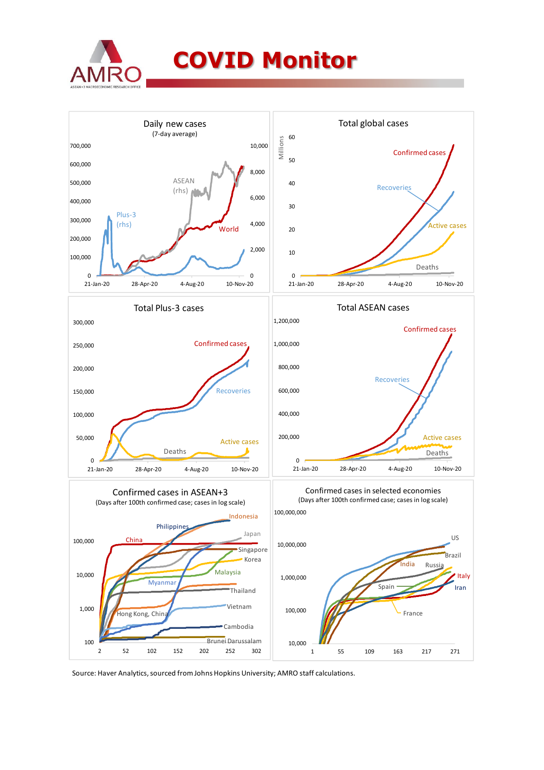# COVID Monitor

AMRO
ASEAN+3 MACROECONOMIC RESEARCH OFFICE

## Daily new cases
(7-day average)

700,000
600,000
500,000
400,000
300,000
200,000
100,000
0

10,000
8,000
6,000
4,000
2,000
0

ASEAN (rhs)
Plus-3 (rhs)
World

21-Jan-20
28-Apr-20
4-Aug-20
10-Nov-20

## Total global cases

Millions
60
50
40
30
20
10
0

Confirmed cases
Recoveries
Active cases
Deaths

21-Jan-20
28-Apr-20
4-Aug-20
10-Nov-20

## Total Plus-3 cases

300,000
250,000
200,000
150,000
100,000
50,000
0

Confirmed cases
Recoveries
Active cases
Deaths

21-Jan-20
28-Apr-20
4-Aug-20
10-Nov-20

## Total ASEAN cases

1,200,000
1,000,000
800,000
600,000
400,000
200,000
0

Confirmed cases
Recoveries
Active cases
Deaths

21-Jan-20
28-Apr-20
4-Aug-20
10-Nov-20

## Confirmed cases in ASEAN+3
(Days after 100th confirmed case; cases in log scale)

100,000
10,000
1,000
100

Indonesia
Philippines
Japan
China
Singapore
Korea
Malaysia
Myanmar
Thailand
Vietnam
Hong Kong, China
Cambodia
Brunei Darussalam

2
52
102
152
202
252
302

## Confirmed cases in selected economies
(Days after 100th confirmed case; cases in log scale)

100,000,000
10,000,000
1,000,000
100,000
10,000

US
Brazil
India
Russia
Italy
Spain
Iran
France

1
55
109
163
217
271

Source: Haver Analytics, sourced from Johns Hopkins University; AMRO staff calculations.